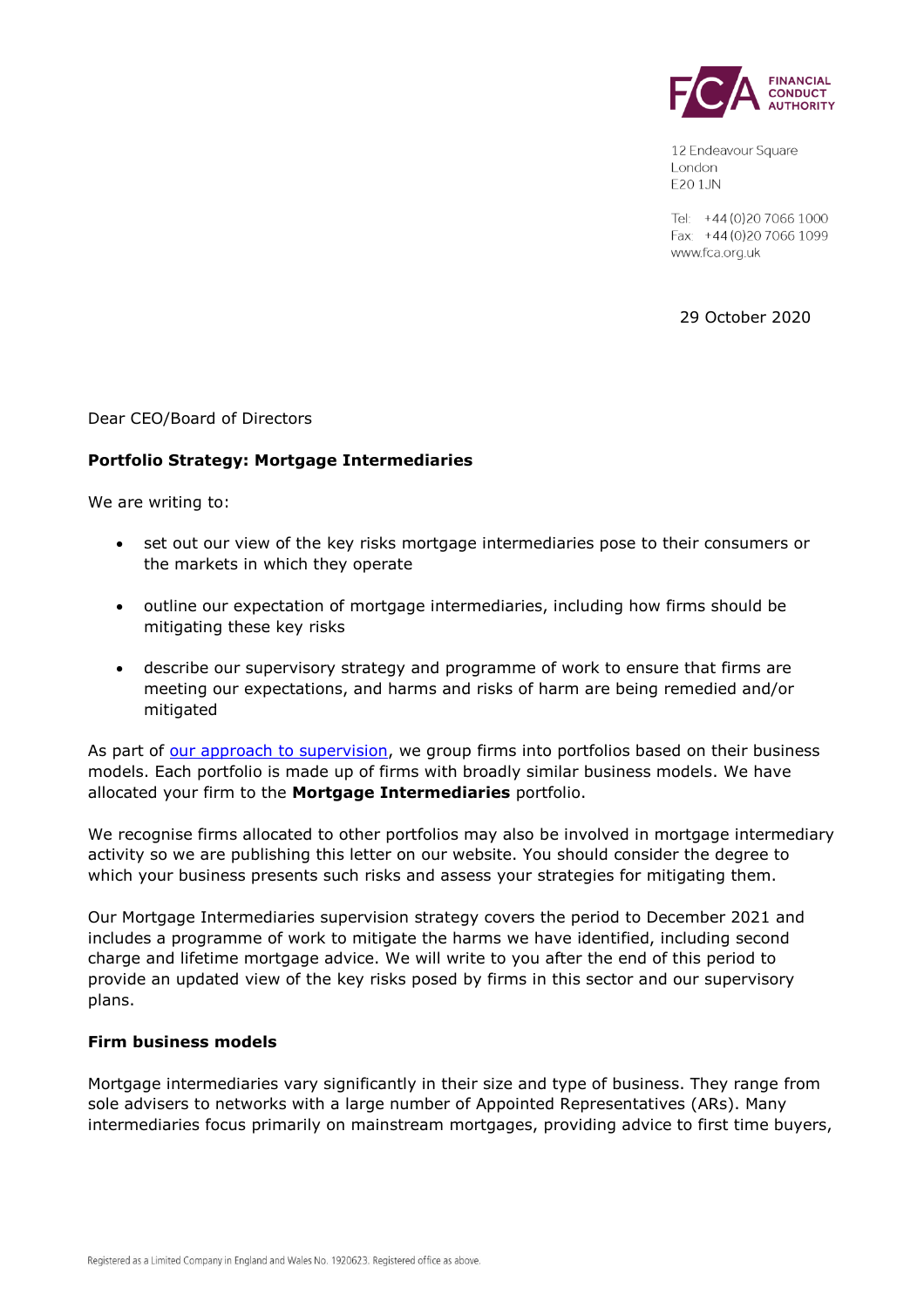FINANCIAL CONDUCT AUTHORITY

12 Endeavour Square
London
E20 1JN

Tel: +44 (0)20 7066 1000
Fax: +44 (0)20 7066 1099
www.fca.org.uk

29 October 2020

Dear CEO/Board of Directors

**Portfolio Strategy: Mortgage Intermediaries**

We are writing to:

- set out our view of the key risks mortgage intermediaries pose to their consumers or the markets in which they operate
- outline our expectation of mortgage intermediaries, including how firms should be mitigating these key risks
- describe our supervisory strategy and programme of work to ensure that firms are meeting our expectations, and harms and risks of harm are being remedied and/or mitigated

As part of our approach to supervision, we group firms into portfolios based on their business models. Each portfolio is made up of firms with broadly similar business models. We have allocated your firm to the **Mortgage Intermediaries** portfolio.

We recognise firms allocated to other portfolios may also be involved in mortgage intermediary activity so we are publishing this letter on our website. You should consider the degree to which your business presents such risks and assess your strategies for mitigating them.

Our Mortgage Intermediaries supervision strategy covers the period to December 2021 and includes a programme of work to mitigate the harms we have identified, including second charge and lifetime mortgage advice. We will write to you after the end of this period to provide an updated view of the key risks posed by firms in this sector and our supervisory plans.

**Firm business models**

Mortgage intermediaries vary significantly in their size and type of business. They range from sole advisers to networks with a large number of Appointed Representatives (ARs). Many intermediaries focus primarily on mainstream mortgages, providing advice to first time buyers,

Registered as a Limited Company in England and Wales No. 1920623. Registered office as above.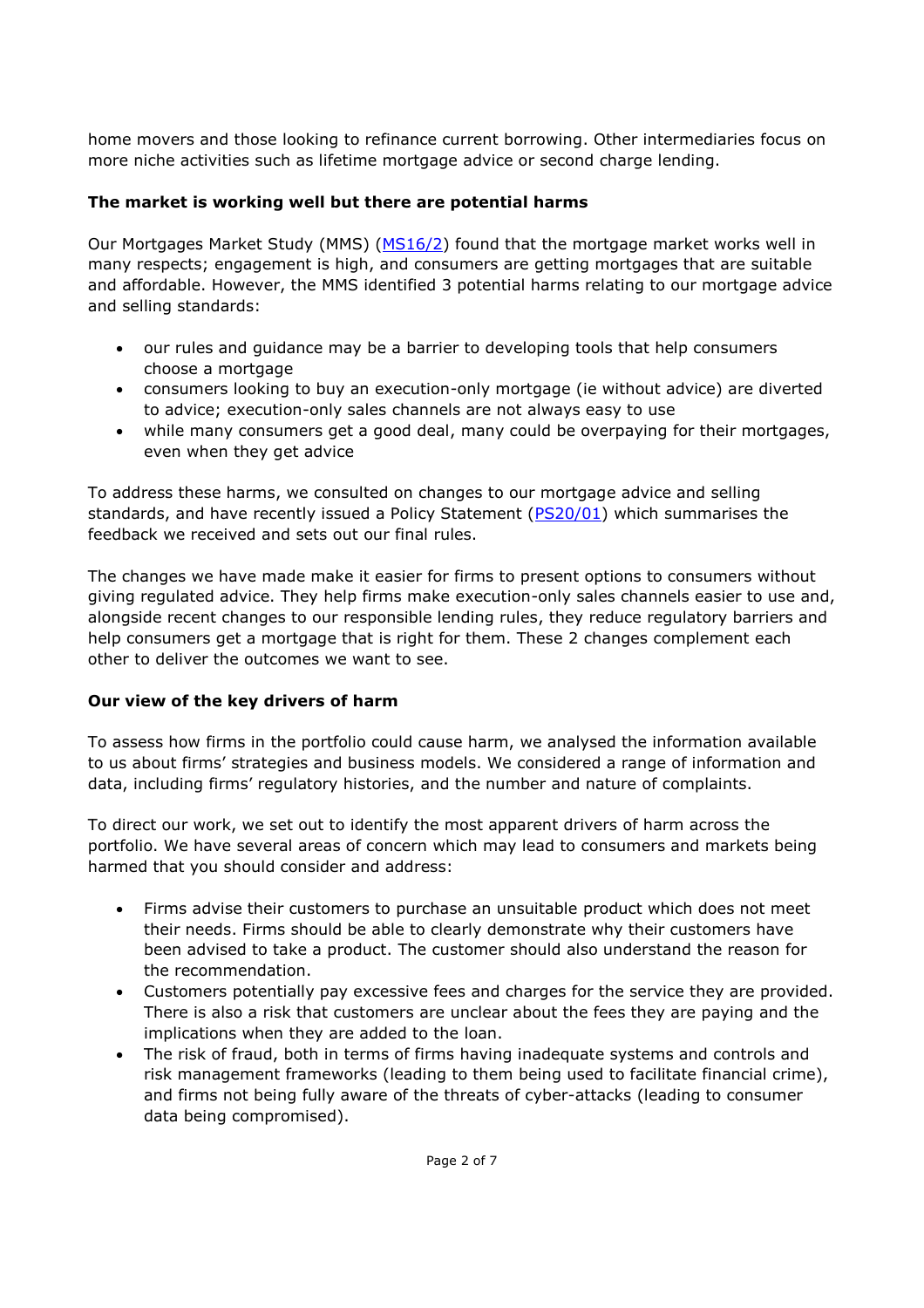home movers and those looking to refinance current borrowing. Other intermediaries focus on more niche activities such as lifetime mortgage advice or second charge lending.

**The market is working well but there are potential harms**

Our Mortgages Market Study (MMS) (MS16/2) found that the mortgage market works well in many respects; engagement is high, and consumers are getting mortgages that are suitable and affordable. However, the MMS identified 3 potential harms relating to our mortgage advice and selling standards:

- our rules and guidance may be a barrier to developing tools that help consumers choose a mortgage
- consumers looking to buy an execution-only mortgage (ie without advice) are diverted to advice; execution-only sales channels are not always easy to use
- while many consumers get a good deal, many could be overpaying for their mortgages, even when they get advice

To address these harms, we consulted on changes to our mortgage advice and selling standards, and have recently issued a Policy Statement (PS20/01) which summarises the feedback we received and sets out our final rules.

The changes we have made make it easier for firms to present options to consumers without giving regulated advice. They help firms make execution-only sales channels easier to use and, alongside recent changes to our responsible lending rules, they reduce regulatory barriers and help consumers get a mortgage that is right for them. These 2 changes complement each other to deliver the outcomes we want to see.

**Our view of the key drivers of harm**

To assess how firms in the portfolio could cause harm, we analysed the information available to us about firms' strategies and business models. We considered a range of information and data, including firms' regulatory histories, and the number and nature of complaints.

To direct our work, we set out to identify the most apparent drivers of harm across the portfolio. We have several areas of concern which may lead to consumers and markets being harmed that you should consider and address:

- Firms advise their customers to purchase an unsuitable product which does not meet their needs. Firms should be able to clearly demonstrate why their customers have been advised to take a product. The customer should also understand the reason for the recommendation.
- Customers potentially pay excessive fees and charges for the service they are provided. There is also a risk that customers are unclear about the fees they are paying and the implications when they are added to the loan.
- The risk of fraud, both in terms of firms having inadequate systems and controls and risk management frameworks (leading to them being used to facilitate financial crime), and firms not being fully aware of the threats of cyber-attacks (leading to consumer data being compromised).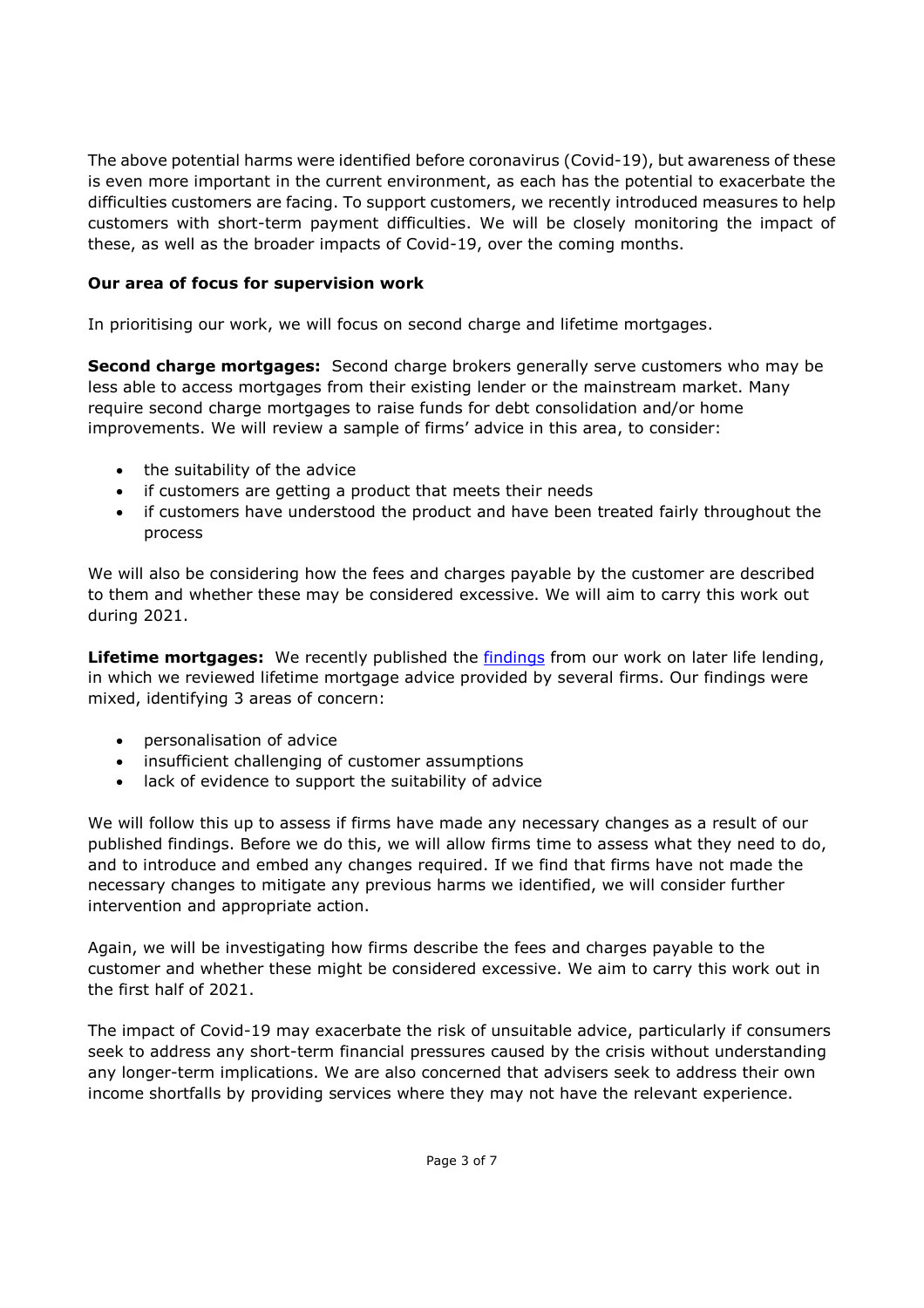The above potential harms were identified before coronavirus (Covid-19), but awareness of these is even more important in the current environment, as each has the potential to exacerbate the difficulties customers are facing. To support customers, we recently introduced measures to help customers with short-term payment difficulties. We will be closely monitoring the impact of these, as well as the broader impacts of Covid-19, over the coming months.

**Our area of focus for supervision work**

In prioritising our work, we will focus on second charge and lifetime mortgages.

**Second charge mortgages:** Second charge brokers generally serve customers who may be less able to access mortgages from their existing lender or the mainstream market. Many require second charge mortgages to raise funds for debt consolidation and/or home improvements. We will review a sample of firms' advice in this area, to consider:

- the suitability of the advice
- if customers are getting a product that meets their needs
- if customers have understood the product and have been treated fairly throughout the process

We will also be considering how the fees and charges payable by the customer are described to them and whether these may be considered excessive. We will aim to carry this work out during 2021.

**Lifetime mortgages:** We recently published the findings from our work on later life lending, in which we reviewed lifetime mortgage advice provided by several firms. Our findings were mixed, identifying 3 areas of concern:

- personalisation of advice
- insufficient challenging of customer assumptions
- lack of evidence to support the suitability of advice

We will follow this up to assess if firms have made any necessary changes as a result of our published findings. Before we do this, we will allow firms time to assess what they need to do, and to introduce and embed any changes required. If we find that firms have not made the necessary changes to mitigate any previous harms we identified, we will consider further intervention and appropriate action.

Again, we will be investigating how firms describe the fees and charges payable to the customer and whether these might be considered excessive. We aim to carry this work out in the first half of 2021.

The impact of Covid-19 may exacerbate the risk of unsuitable advice, particularly if consumers seek to address any short-term financial pressures caused by the crisis without understanding any longer-term implications. We are also concerned that advisers seek to address their own income shortfalls by providing services where they may not have the relevant experience.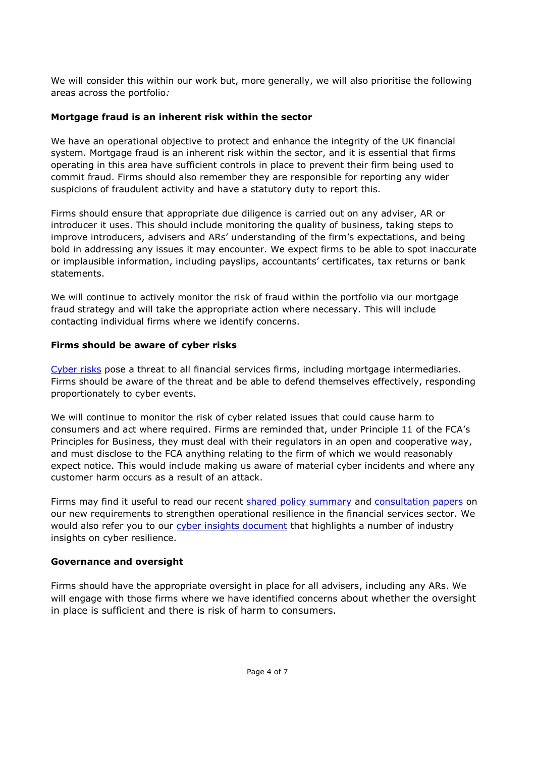We will consider this within our work but, more generally, we will also prioritise the following areas across the portfolio*:*

**Mortgage fraud is an inherent risk within the sector**

We have an operational objective to protect and enhance the integrity of the UK financial system. Mortgage fraud is an inherent risk within the sector, and it is essential that firms operating in this area have sufficient controls in place to prevent their firm being used to commit fraud. Firms should also remember they are responsible for reporting any wider suspicions of fraudulent activity and have a statutory duty to report this.

Firms should ensure that appropriate due diligence is carried out on any adviser, AR or introducer it uses. This should include monitoring the quality of business, taking steps to improve introducers, advisers and ARs' understanding of the firm's expectations, and being bold in addressing any issues it may encounter. We expect firms to be able to spot inaccurate or implausible information, including payslips, accountants' certificates, tax returns or bank statements.

We will continue to actively monitor the risk of fraud within the portfolio via our mortgage fraud strategy and will take the appropriate action where necessary. This will include contacting individual firms where we identify concerns.

**Firms should be aware of cyber risks**

Cyber risks pose a threat to all financial services firms, including mortgage intermediaries. Firms should be aware of the threat and be able to defend themselves effectively, responding proportionately to cyber events.

We will continue to monitor the risk of cyber related issues that could cause harm to consumers and act where required. Firms are reminded that, under Principle 11 of the FCA's Principles for Business, they must deal with their regulators in an open and cooperative way, and must disclose to the FCA anything relating to the firm of which we would reasonably expect notice. This would include making us aware of material cyber incidents and where any customer harm occurs as a result of an attack.

Firms may find it useful to read our recent shared policy summary and consultation papers on our new requirements to strengthen operational resilience in the financial services sector. We would also refer you to our cyber insights document that highlights a number of industry insights on cyber resilience.

**Governance and oversight**

Firms should have the appropriate oversight in place for all advisers, including any ARs. We will engage with those firms where we have identified concerns about whether the oversight in place is sufficient and there is risk of harm to consumers.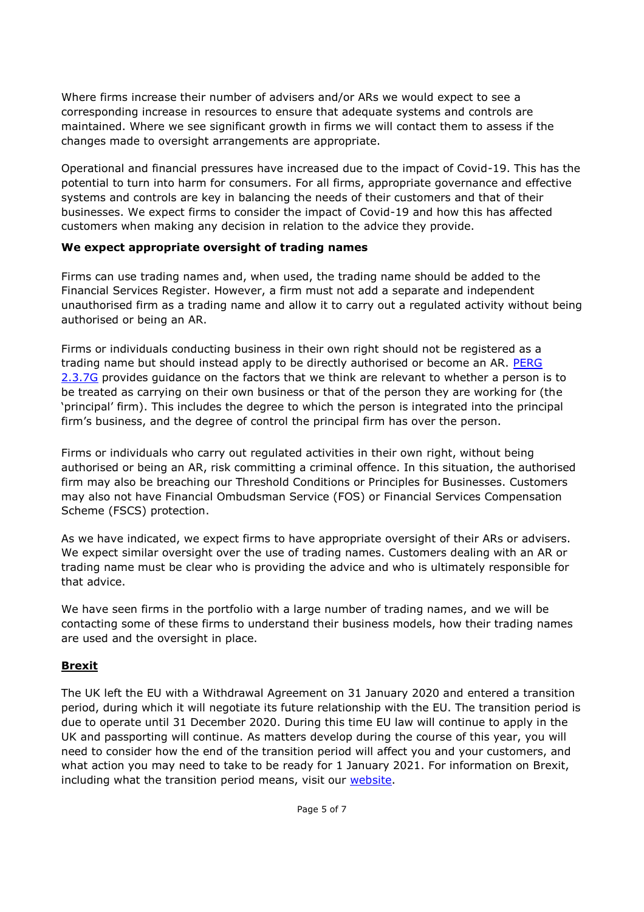Where firms increase their number of advisers and/or ARs we would expect to see a corresponding increase in resources to ensure that adequate systems and controls are maintained. Where we see significant growth in firms we will contact them to assess if the changes made to oversight arrangements are appropriate.

Operational and financial pressures have increased due to the impact of Covid-19. This has the potential to turn into harm for consumers. For all firms, appropriate governance and effective systems and controls are key in balancing the needs of their customers and that of their businesses. We expect firms to consider the impact of Covid-19 and how this has affected customers when making any decision in relation to the advice they provide.

**We expect appropriate oversight of trading names**

Firms can use trading names and, when used, the trading name should be added to the Financial Services Register. However, a firm must not add a separate and independent unauthorised firm as a trading name and allow it to carry out a regulated activity without being authorised or being an AR.

Firms or individuals conducting business in their own right should not be registered as a trading name but should instead apply to be directly authorised or become an AR. PERG 2.3.7G provides guidance on the factors that we think are relevant to whether a person is to be treated as carrying on their own business or that of the person they are working for (the 'principal' firm). This includes the degree to which the person is integrated into the principal firm's business, and the degree of control the principal firm has over the person.

Firms or individuals who carry out regulated activities in their own right, without being authorised or being an AR, risk committing a criminal offence. In this situation, the authorised firm may also be breaching our Threshold Conditions or Principles for Businesses. Customers may also not have Financial Ombudsman Service (FOS) or Financial Services Compensation Scheme (FSCS) protection.

As we have indicated, we expect firms to have appropriate oversight of their ARs or advisers. We expect similar oversight over the use of trading names. Customers dealing with an AR or trading name must be clear who is providing the advice and who is ultimately responsible for that advice.

We have seen firms in the portfolio with a large number of trading names, and we will be contacting some of these firms to understand their business models, how their trading names are used and the oversight in place.

## Brexit

The UK left the EU with a Withdrawal Agreement on 31 January 2020 and entered a transition period, during which it will negotiate its future relationship with the EU. The transition period is due to operate until 31 December 2020. During this time EU law will continue to apply in the UK and passporting will continue. As matters develop during the course of this year, you will need to consider how the end of the transition period will affect you and your customers, and what action you may need to take to be ready for 1 January 2021. For information on Brexit, including what the transition period means, visit our website.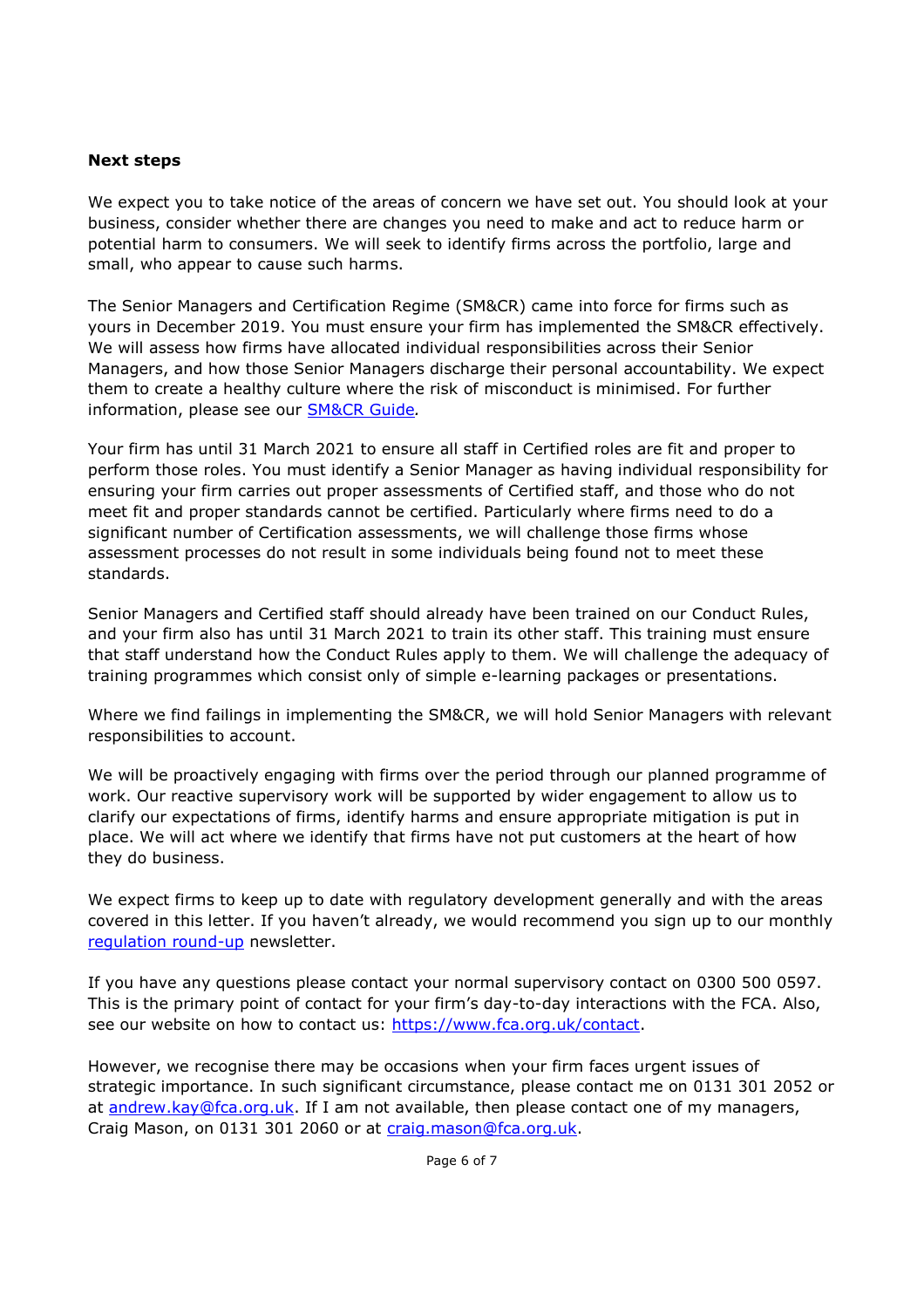**Next steps**

We expect you to take notice of the areas of concern we have set out. You should look at your business, consider whether there are changes you need to make and act to reduce harm or potential harm to consumers. We will seek to identify firms across the portfolio, large and small, who appear to cause such harms.

The Senior Managers and Certification Regime (SM&CR) came into force for firms such as yours in December 2019. You must ensure your firm has implemented the SM&CR effectively. We will assess how firms have allocated individual responsibilities across their Senior Managers, and how those Senior Managers discharge their personal accountability. We expect them to create a healthy culture where the risk of misconduct is minimised. For further information, please see our [SM&CR Guide](#).

Your firm has until 31 March 2021 to ensure all staff in Certified roles are fit and proper to perform those roles. You must identify a Senior Manager as having individual responsibility for ensuring your firm carries out proper assessments of Certified staff, and those who do not meet fit and proper standards cannot be certified. Particularly where firms need to do a significant number of Certification assessments, we will challenge those firms whose assessment processes do not result in some individuals being found not to meet these standards.

Senior Managers and Certified staff should already have been trained on our Conduct Rules, and your firm also has until 31 March 2021 to train its other staff. This training must ensure that staff understand how the Conduct Rules apply to them. We will challenge the adequacy of training programmes which consist only of simple e-learning packages or presentations.

Where we find failings in implementing the SM&CR, we will hold Senior Managers with relevant responsibilities to account.

We will be proactively engaging with firms over the period through our planned programme of work. Our reactive supervisory work will be supported by wider engagement to allow us to clarify our expectations of firms, identify harms and ensure appropriate mitigation is put in place. We will act where we identify that firms have not put customers at the heart of how they do business.

We expect firms to keep up to date with regulatory development generally and with the areas covered in this letter. If you haven't already, we would recommend you sign up to our monthly [regulation round-up](#) newsletter.

If you have any questions please contact your normal supervisory contact on 0300 500 0597. This is the primary point of contact for your firm's day-to-day interactions with the FCA. Also, see our website on how to contact us: https://www.fca.org.uk/contact.

However, we recognise there may be occasions when your firm faces urgent issues of strategic importance. In such significant circumstance, please contact me on 0131 301 2052 or at andrew.kay@fca.org.uk. If I am not available, then please contact one of my managers, Craig Mason, on 0131 301 2060 or at craig.mason@fca.org.uk.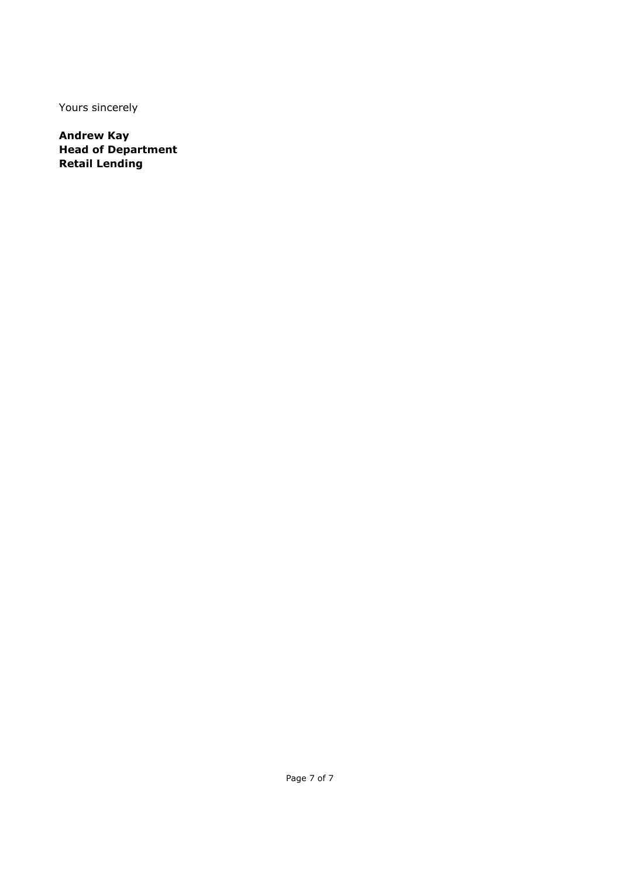Yours sincerely

**Andrew Kay**
**Head of Department**
**Retail Lending**